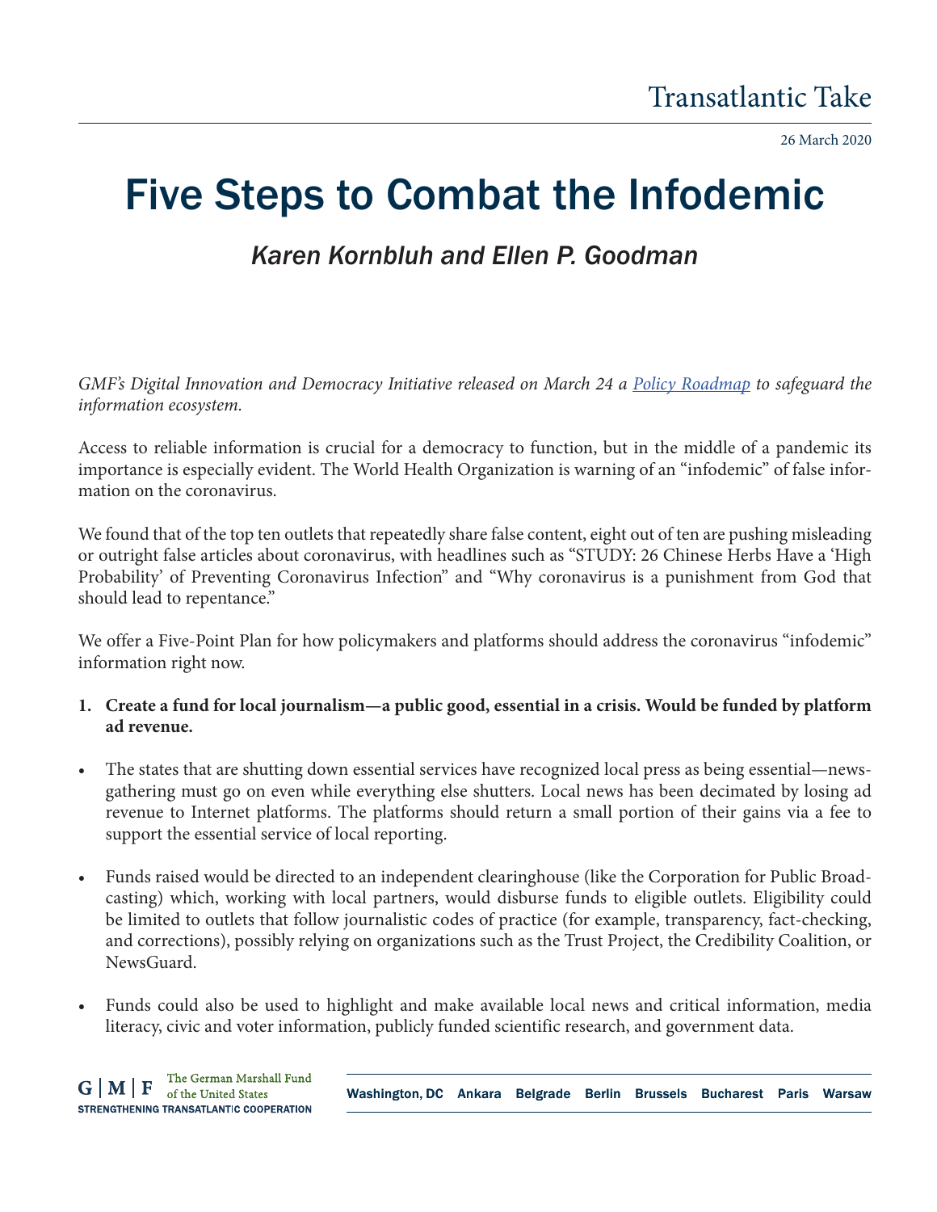Transatlantic Take

26 March 2020

# Five Steps to Combat the Infodemic

## *Karen Kornbluh and Ellen P. Goodman*

*GMF's Digital Innovation and Democracy Initiative released on March 24 a [Policy Roadmap](#) to safeguard the information ecosystem.*

Access to reliable information is crucial for a democracy to function, but in the middle of a pandemic its importance is especially evident. The World Health Organization is warning of an "infodemic" of false information on the coronavirus.

We found that of the top ten outlets that repeatedly share false content, eight out of ten are pushing misleading or outright false articles about coronavirus, with headlines such as "STUDY: 26 Chinese Herbs Have a 'High Probability' of Preventing Coronavirus Infection" and "Why coronavirus is a punishment from God that should lead to repentance."

We offer a Five-Point Plan for how policymakers and platforms should address the coronavirus "infodemic" information right now.

1. **Create a fund for local journalism—a public good, essential in a crisis. Would be funded by platform ad revenue.**

- The states that are shutting down essential services have recognized local press as being essential—newsgathering must go on even while everything else shutters. Local news has been decimated by losing ad revenue to Internet platforms. The platforms should return a small portion of their gains via a fee to support the essential service of local reporting.

- Funds raised would be directed to an independent clearinghouse (like the Corporation for Public Broadcasting) which, working with local partners, would disburse funds to eligible outlets. Eligibility could be limited to outlets that follow journalistic codes of practice (for example, transparency, fact-checking, and corrections), possibly relying on organizations such as the Trust Project, the Credibility Coalition, or NewsGuard.

- Funds could also be used to highlight and make available local news and critical information, media literacy, civic and voter information, publicly funded scientific research, and government data.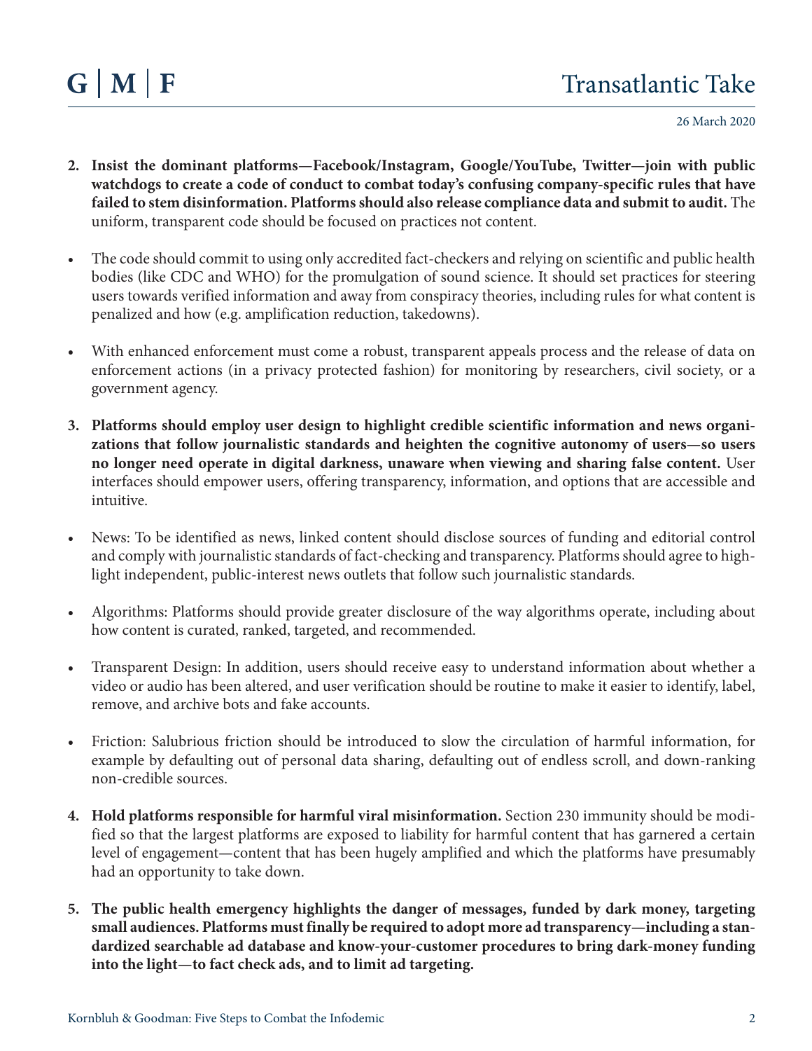2. **Insist the dominant platforms—Facebook/Instagram, Google/YouTube, Twitter—join with public watchdogs to create a code of conduct to combat today's confusing company-specific rules that have failed to stem disinformation. Platforms should also release compliance data and submit to audit.** The uniform, transparent code should be focused on practices not content.

- The code should commit to using only accredited fact-checkers and relying on scientific and public health bodies (like CDC and WHO) for the promulgation of sound science. It should set practices for steering users towards verified information and away from conspiracy theories, including rules for what content is penalized and how (e.g. amplification reduction, takedowns).

- With enhanced enforcement must come a robust, transparent appeals process and the release of data on enforcement actions (in a privacy protected fashion) for monitoring by researchers, civil society, or a government agency.

3. **Platforms should employ user design to highlight credible scientific information and news organizations that follow journalistic standards and heighten the cognitive autonomy of users—so users no longer need operate in digital darkness, unaware when viewing and sharing false content.** User interfaces should empower users, offering transparency, information, and options that are accessible and intuitive.

- News: To be identified as news, linked content should disclose sources of funding and editorial control and comply with journalistic standards of fact-checking and transparency. Platforms should agree to highlight independent, public-interest news outlets that follow such journalistic standards.

- Algorithms: Platforms should provide greater disclosure of the way algorithms operate, including about how content is curated, ranked, targeted, and recommended.

- Transparent Design: In addition, users should receive easy to understand information about whether a video or audio has been altered, and user verification should be routine to make it easier to identify, label, remove, and archive bots and fake accounts.

- Friction: Salubrious friction should be introduced to slow the circulation of harmful information, for example by defaulting out of personal data sharing, defaulting out of endless scroll, and down-ranking non-credible sources.

4. **Hold platforms responsible for harmful viral misinformation.** Section 230 immunity should be modified so that the largest platforms are exposed to liability for harmful content that has garnered a certain level of engagement—content that has been hugely amplified and which the platforms have presumably had an opportunity to take down.

5. **The public health emergency highlights the danger of messages, funded by dark money, targeting small audiences. Platforms must finally be required to adopt more ad transparency—including a standardized searchable ad database and know-your-customer procedures to bring dark-money funding into the light—to fact check ads, and to limit ad targeting.**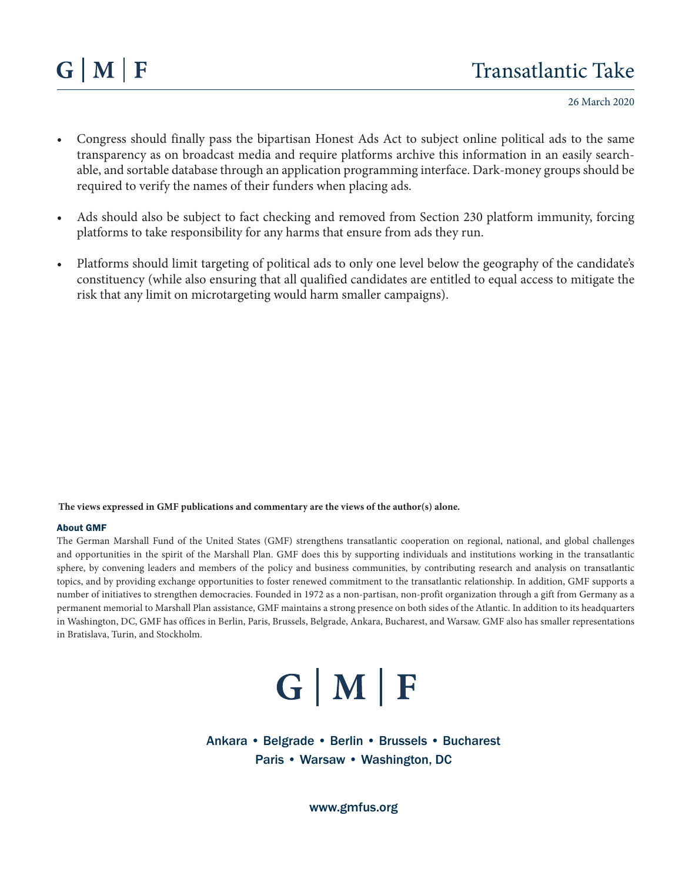- Congress should finally pass the bipartisan Honest Ads Act to subject online political ads to the same transparency as on broadcast media and require platforms archive this information in an easily searchable, and sortable database through an application programming interface. Dark-money groups should be required to verify the names of their funders when placing ads.

- Ads should also be subject to fact checking and removed from Section 230 platform immunity, forcing platforms to take responsibility for any harms that ensure from ads they run.

- Platforms should limit targeting of political ads to only one level below the geography of the candidate's constituency (while also ensuring that all qualified candidates are entitled to equal access to mitigate the risk that any limit on microtargeting would harm smaller campaigns).

**The views expressed in GMF publications and commentary are the views of the author(s) alone.**

**About GMF**

The German Marshall Fund of the United States (GMF) strengthens transatlantic cooperation on regional, national, and global challenges and opportunities in the spirit of the Marshall Plan. GMF does this by supporting individuals and institutions working in the transatlantic sphere, by convening leaders and members of the policy and business communities, by contributing research and analysis on transatlantic topics, and by providing exchange opportunities to foster renewed commitment to the transatlantic relationship. In addition, GMF supports a number of initiatives to strengthen democracies. Founded in 1972 as a non-partisan, non-profit organization through a gift from Germany as a permanent memorial to Marshall Plan assistance, GMF maintains a strong presence on both sides of the Atlantic. In addition to its headquarters in Washington, DC, GMF has offices in Berlin, Paris, Brussels, Belgrade, Ankara, Bucharest, and Warsaw. GMF also has smaller representations in Bratislava, Turin, and Stockholm.

G | M | F

Ankara • Belgrade • Berlin • Brussels • Bucharest
Paris • Warsaw • Washington, DC

www.gmfus.org